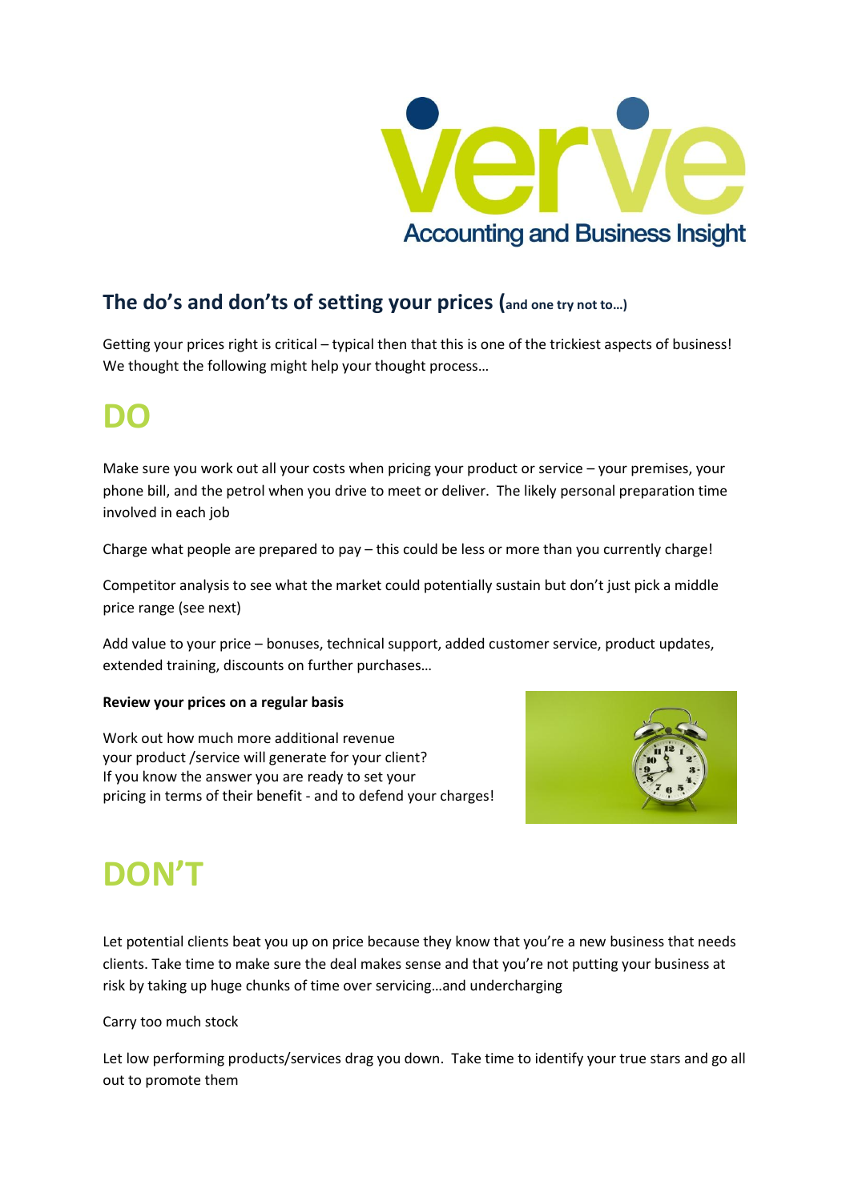verve

Accounting and Business Insight

## The do's and don'ts of setting your prices (and one try not to…)

Getting your prices right is critical – typical then that this is one of the trickiest aspects of business! We thought the following might help your thought process…

# DO

Make sure you work out all your costs when pricing your product or service – your premises, your phone bill, and the petrol when you drive to meet or deliver. The likely personal preparation time involved in each job

Charge what people are prepared to pay – this could be less or more than you currently charge!

Competitor analysis to see what the market could potentially sustain but don't just pick a middle price range (see next)

Add value to your price – bonuses, technical support, added customer service, product updates, extended training, discounts on further purchases…

**Review your prices on a regular basis**

Work out how much more additional revenue your product /service will generate for your client? If you know the answer you are ready to set your pricing in terms of their benefit - and to defend your charges!

# DON'T

Let potential clients beat you up on price because they know that you're a new business that needs clients. Take time to make sure the deal makes sense and that you're not putting your business at risk by taking up huge chunks of time over servicing…and undercharging

Carry too much stock

Let low performing products/services drag you down. Take time to identify your true stars and go all out to promote them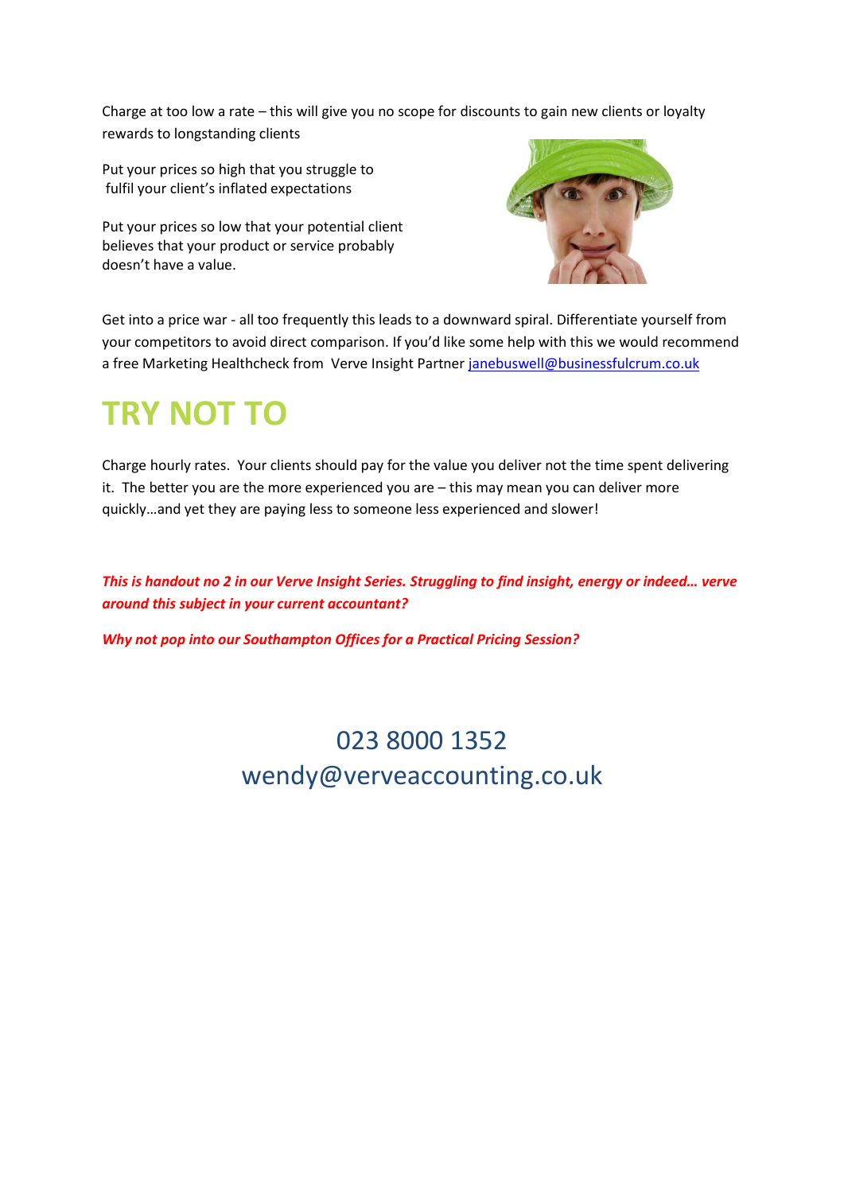Charge at too low a rate – this will give you no scope for discounts to gain new clients or loyalty rewards to longstanding clients

Put your prices so high that you struggle to fulfil your client's inflated expectations

Put your prices so low that your potential client believes that your product or service probably doesn't have a value.

Get into a price war - all too frequently this leads to a downward spiral. Differentiate yourself from your competitors to avoid direct comparison. If you'd like some help with this we would recommend a free Marketing Healthcheck from Verve Insight Partner janebuswell@businessfulcrum.co.uk

# TRY NOT TO

Charge hourly rates. Your clients should pay for the value you deliver not the time spent delivering it. The better you are the more experienced you are – this may mean you can deliver more quickly…and yet they are paying less to someone less experienced and slower!

***This is handout no 2 in our Verve Insight Series. Struggling to find insight, energy or indeed… verve around this subject in your current accountant?***

***Why not pop into our Southampton Offices for a Practical Pricing Session?***

023 8000 1352
wendy@verveaccounting.co.uk